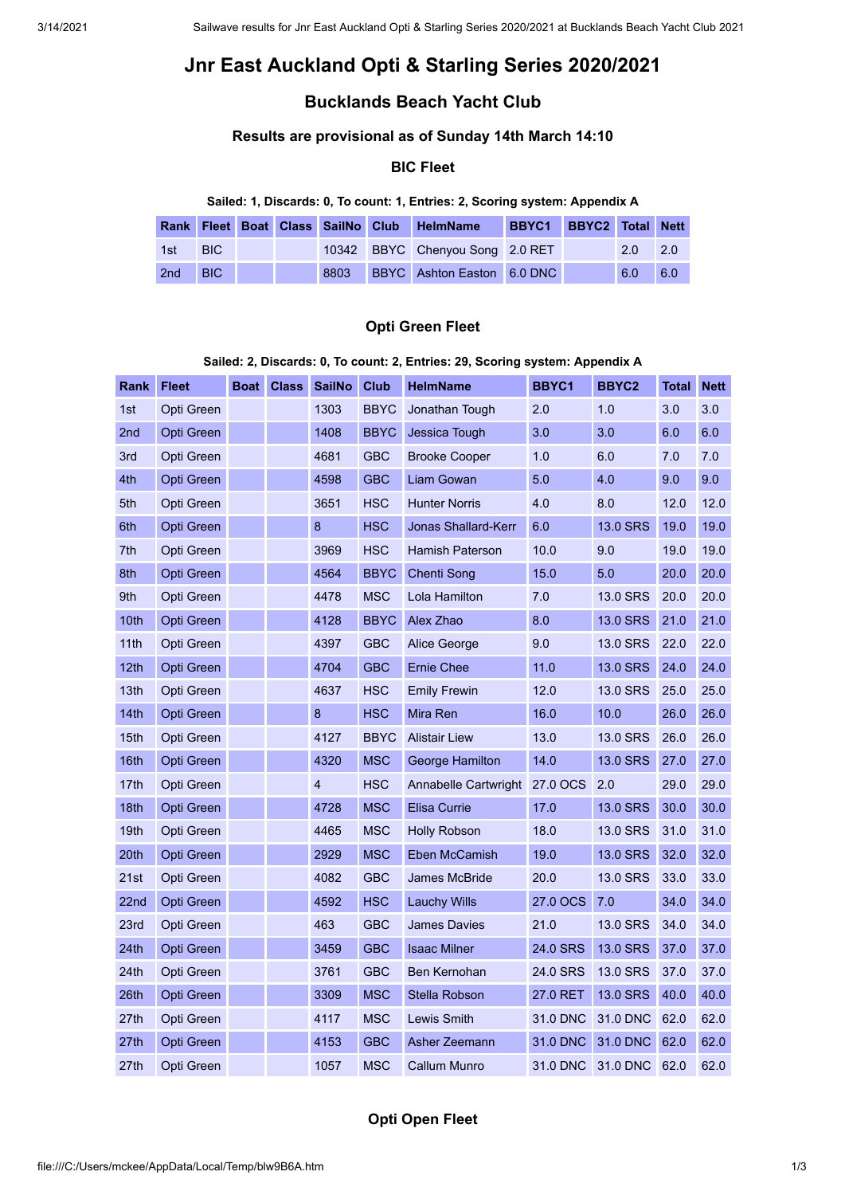# Jnr East Auckland Opti & Starling Series 2020/2021

## Bucklands Beach Yacht Club

### Results are provisional as of Sunday 14th March 14:10

### BIC Fleet

**Sailed: 1, Discards: 0, To count: 1, Entries: 2, Scoring system: Appendix A**

| Rank | Fleet | Boat | Class | SailNo | Club | HelmName | BBYC1 | BBYC2 | Total | Nett |
|---|---|---|---|---|---|---|---|---|---|---|
| 1st | BIC | | | 10342 | BBYC | Chenyou Song | 2.0 RET | | 2.0 | 2.0 |
| 2nd | BIC | | | 8803 | BBYC | Ashton Easton | 6.0 DNC | | 6.0 | 6.0 |

### Opti Green Fleet

**Sailed: 2, Discards: 0, To count: 2, Entries: 29, Scoring system: Appendix A**

| Rank | Fleet | Boat | Class | SailNo | Club | HelmName | BBYC1 | BBYC2 | Total | Nett |
|---|---|---|---|---|---|---|---|---|---|---|
| 1st | Opti Green | | | 1303 | BBYC | Jonathan Tough | 2.0 | 1.0 | 3.0 | 3.0 |
| 2nd | Opti Green | | | 1408 | BBYC | Jessica Tough | 3.0 | 3.0 | 6.0 | 6.0 |
| 3rd | Opti Green | | | 4681 | GBC | Brooke Cooper | 1.0 | 6.0 | 7.0 | 7.0 |
| 4th | Opti Green | | | 4598 | GBC | Liam Gowan | 5.0 | 4.0 | 9.0 | 9.0 |
| 5th | Opti Green | | | 3651 | HSC | Hunter Norris | 4.0 | 8.0 | 12.0 | 12.0 |
| 6th | Opti Green | | | 8 | HSC | Jonas Shallard-Kerr | 6.0 | 13.0 SRS | 19.0 | 19.0 |
| 7th | Opti Green | | | 3969 | HSC | Hamish Paterson | 10.0 | 9.0 | 19.0 | 19.0 |
| 8th | Opti Green | | | 4564 | BBYC | Chenti Song | 15.0 | 5.0 | 20.0 | 20.0 |
| 9th | Opti Green | | | 4478 | MSC | Lola Hamilton | 7.0 | 13.0 SRS | 20.0 | 20.0 |
| 10th | Opti Green | | | 4128 | BBYC | Alex Zhao | 8.0 | 13.0 SRS | 21.0 | 21.0 |
| 11th | Opti Green | | | 4397 | GBC | Alice George | 9.0 | 13.0 SRS | 22.0 | 22.0 |
| 12th | Opti Green | | | 4704 | GBC | Ernie Chee | 11.0 | 13.0 SRS | 24.0 | 24.0 |
| 13th | Opti Green | | | 4637 | HSC | Emily Frewin | 12.0 | 13.0 SRS | 25.0 | 25.0 |
| 14th | Opti Green | | | 8 | HSC | Mira Ren | 16.0 | 10.0 | 26.0 | 26.0 |
| 15th | Opti Green | | | 4127 | BBYC | Alistair Liew | 13.0 | 13.0 SRS | 26.0 | 26.0 |
| 16th | Opti Green | | | 4320 | MSC | George Hamilton | 14.0 | 13.0 SRS | 27.0 | 27.0 |
| 17th | Opti Green | | | 4 | HSC | Annabelle Cartwright | 27.0 OCS | 2.0 | 29.0 | 29.0 |
| 18th | Opti Green | | | 4728 | MSC | Elisa Currie | 17.0 | 13.0 SRS | 30.0 | 30.0 |
| 19th | Opti Green | | | 4465 | MSC | Holly Robson | 18.0 | 13.0 SRS | 31.0 | 31.0 |
| 20th | Opti Green | | | 2929 | MSC | Eben McCamish | 19.0 | 13.0 SRS | 32.0 | 32.0 |
| 21st | Opti Green | | | 4082 | GBC | James McBride | 20.0 | 13.0 SRS | 33.0 | 33.0 |
| 22nd | Opti Green | | | 4592 | HSC | Lauchy Wills | 27.0 OCS | 7.0 | 34.0 | 34.0 |
| 23rd | Opti Green | | | 463 | GBC | James Davies | 21.0 | 13.0 SRS | 34.0 | 34.0 |
| 24th | Opti Green | | | 3459 | GBC | Isaac Milner | 24.0 SRS | 13.0 SRS | 37.0 | 37.0 |
| 24th | Opti Green | | | 3761 | GBC | Ben Kernohan | 24.0 SRS | 13.0 SRS | 37.0 | 37.0 |
| 26th | Opti Green | | | 3309 | MSC | Stella Robson | 27.0 RET | 13.0 SRS | 40.0 | 40.0 |
| 27th | Opti Green | | | 4117 | MSC | Lewis Smith | 31.0 DNC | 31.0 DNC | 62.0 | 62.0 |
| 27th | Opti Green | | | 4153 | GBC | Asher Zeemann | 31.0 DNC | 31.0 DNC | 62.0 | 62.0 |
| 27th | Opti Green | | | 1057 | MSC | Callum Munro | 31.0 DNC | 31.0 DNC | 62.0 | 62.0 |

### Opti Open Fleet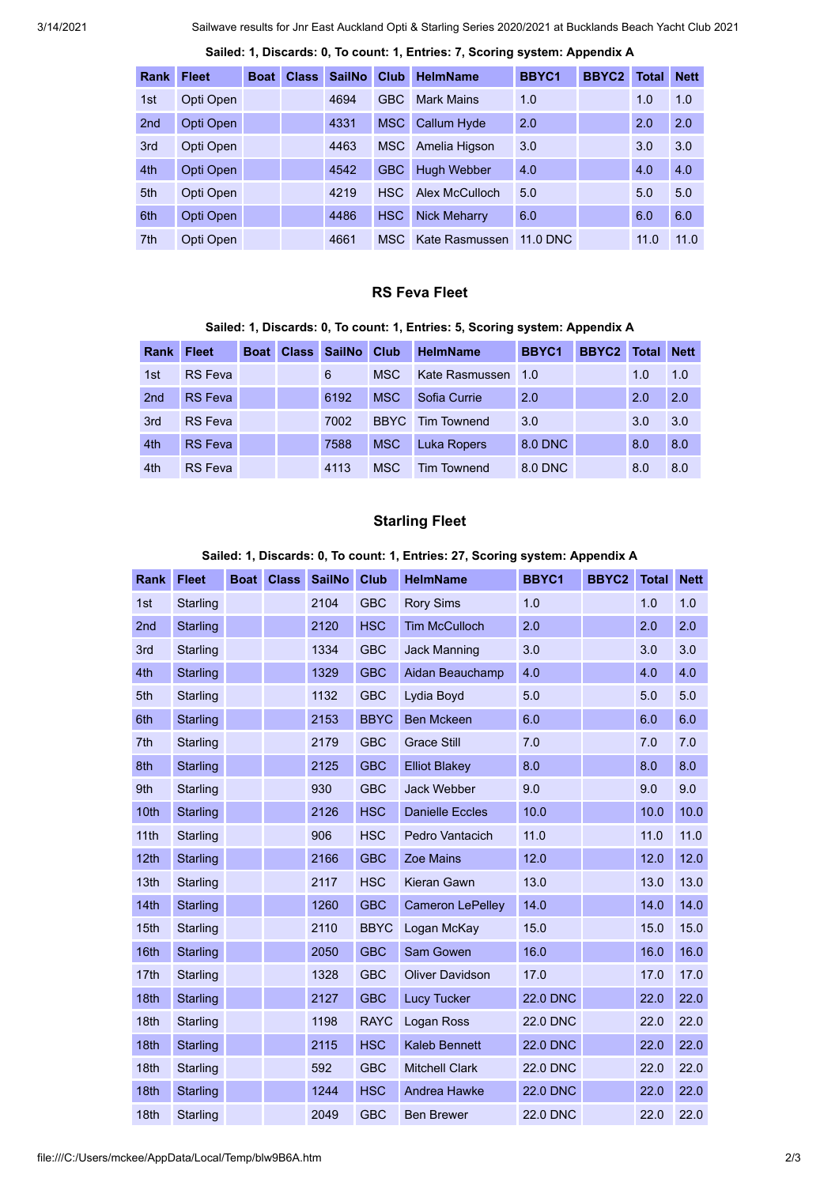**Sailed: 1, Discards: 0, To count: 1, Entries: 7, Scoring system: Appendix A**

| Rank | Fleet | Boat | Class | SailNo | Club | HelmName | BBYC1 | BBYC2 | Total | Nett |
|---|---|---|---|---|---|---|---|---|---|---|
| 1st | Opti Open | | | 4694 | GBC | Mark Mains | 1.0 | | 1.0 | 1.0 |
| 2nd | Opti Open | | | 4331 | MSC | Callum Hyde | 2.0 | | 2.0 | 2.0 |
| 3rd | Opti Open | | | 4463 | MSC | Amelia Higson | 3.0 | | 3.0 | 3.0 |
| 4th | Opti Open | | | 4542 | GBC | Hugh Webber | 4.0 | | 4.0 | 4.0 |
| 5th | Opti Open | | | 4219 | HSC | Alex McCulloch | 5.0 | | 5.0 | 5.0 |
| 6th | Opti Open | | | 4486 | HSC | Nick Meharry | 6.0 | | 6.0 | 6.0 |
| 7th | Opti Open | | | 4661 | MSC | Kate Rasmussen | 11.0 DNC | | 11.0 | 11.0 |

### RS Feva Fleet

**Sailed: 1, Discards: 0, To count: 1, Entries: 5, Scoring system: Appendix A**

| Rank | Fleet | Boat | Class | SailNo | Club | HelmName | BBYC1 | BBYC2 | Total | Nett |
|---|---|---|---|---|---|---|---|---|---|---|
| 1st | RS Feva | | | 6 | MSC | Kate Rasmussen | 1.0 | | 1.0 | 1.0 |
| 2nd | RS Feva | | | 6192 | MSC | Sofia Currie | 2.0 | | 2.0 | 2.0 |
| 3rd | RS Feva | | | 7002 | BBYC | Tim Townend | 3.0 | | 3.0 | 3.0 |
| 4th | RS Feva | | | 7588 | MSC | Luka Ropers | 8.0 DNC | | 8.0 | 8.0 |
| 4th | RS Feva | | | 4113 | MSC | Tim Townend | 8.0 DNC | | 8.0 | 8.0 |

### Starling Fleet

**Sailed: 1, Discards: 0, To count: 1, Entries: 27, Scoring system: Appendix A**

| Rank | Fleet | Boat | Class | SailNo | Club | HelmName | BBYC1 | BBYC2 | Total | Nett |
|---|---|---|---|---|---|---|---|---|---|---|
| 1st | Starling | | | 2104 | GBC | Rory Sims | 1.0 | | 1.0 | 1.0 |
| 2nd | Starling | | | 2120 | HSC | Tim McCulloch | 2.0 | | 2.0 | 2.0 |
| 3rd | Starling | | | 1334 | GBC | Jack Manning | 3.0 | | 3.0 | 3.0 |
| 4th | Starling | | | 1329 | GBC | Aidan Beauchamp | 4.0 | | 4.0 | 4.0 |
| 5th | Starling | | | 1132 | GBC | Lydia Boyd | 5.0 | | 5.0 | 5.0 |
| 6th | Starling | | | 2153 | BBYC | Ben Mckeen | 6.0 | | 6.0 | 6.0 |
| 7th | Starling | | | 2179 | GBC | Grace Still | 7.0 | | 7.0 | 7.0 |
| 8th | Starling | | | 2125 | GBC | Elliot Blakey | 8.0 | | 8.0 | 8.0 |
| 9th | Starling | | | 930 | GBC | Jack Webber | 9.0 | | 9.0 | 9.0 |
| 10th | Starling | | | 2126 | HSC | Danielle Eccles | 10.0 | | 10.0 | 10.0 |
| 11th | Starling | | | 906 | HSC | Pedro Vantacich | 11.0 | | 11.0 | 11.0 |
| 12th | Starling | | | 2166 | GBC | Zoe Mains | 12.0 | | 12.0 | 12.0 |
| 13th | Starling | | | 2117 | HSC | Kieran Gawn | 13.0 | | 13.0 | 13.0 |
| 14th | Starling | | | 1260 | GBC | Cameron LePelley | 14.0 | | 14.0 | 14.0 |
| 15th | Starling | | | 2110 | BBYC | Logan McKay | 15.0 | | 15.0 | 15.0 |
| 16th | Starling | | | 2050 | GBC | Sam Gowen | 16.0 | | 16.0 | 16.0 |
| 17th | Starling | | | 1328 | GBC | Oliver Davidson | 17.0 | | 17.0 | 17.0 |
| 18th | Starling | | | 2127 | GBC | Lucy Tucker | 22.0 DNC | | 22.0 | 22.0 |
| 18th | Starling | | | 1198 | RAYC | Logan Ross | 22.0 DNC | | 22.0 | 22.0 |
| 18th | Starling | | | 2115 | HSC | Kaleb Bennett | 22.0 DNC | | 22.0 | 22.0 |
| 18th | Starling | | | 592 | GBC | Mitchell Clark | 22.0 DNC | | 22.0 | 22.0 |
| 18th | Starling | | | 1244 | HSC | Andrea Hawke | 22.0 DNC | | 22.0 | 22.0 |
| 18th | Starling | | | 2049 | GBC | Ben Brewer | 22.0 DNC | | 22.0 | 22.0 |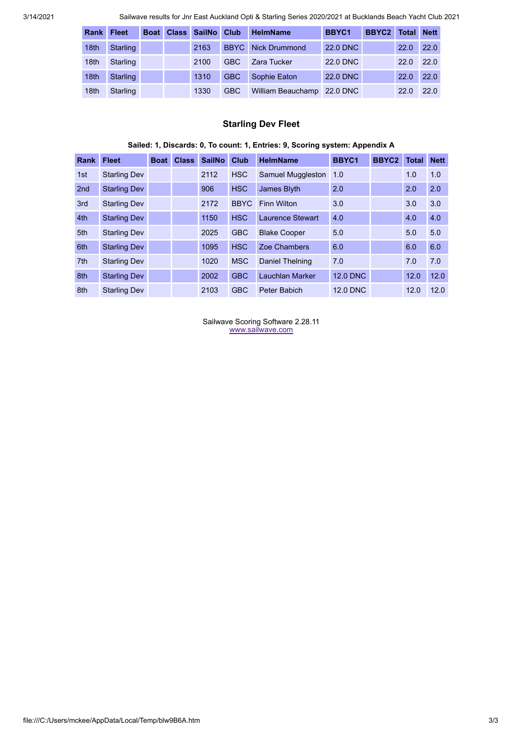| Rank | Fleet | Boat | Class | SailNo | Club | HelmName | BBYC1 | BBYC2 | Total | Nett |
|---|---|---|---|---|---|---|---|---|---|---|
| 18th | Starling | | | 2163 | BBYC | Nick Drummond | 22.0 DNC | | 22.0 | 22.0 |
| 18th | Starling | | | 2100 | GBC | Zara Tucker | 22.0 DNC | | 22.0 | 22.0 |
| 18th | Starling | | | 1310 | GBC | Sophie Eaton | 22.0 DNC | | 22.0 | 22.0 |
| 18th | Starling | | | 1330 | GBC | William Beauchamp | 22.0 DNC | | 22.0 | 22.0 |

## Starling Dev Fleet

**Sailed: 1, Discards: 0, To count: 1, Entries: 9, Scoring system: Appendix A**

| Rank | Fleet | Boat | Class | SailNo | Club | HelmName | BBYC1 | BBYC2 | Total | Nett |
|---|---|---|---|---|---|---|---|---|---|---|
| 1st | Starling Dev | | | 2112 | HSC | Samuel Muggleston | 1.0 | | 1.0 | 1.0 |
| 2nd | Starling Dev | | | 906 | HSC | James Blyth | 2.0 | | 2.0 | 2.0 |
| 3rd | Starling Dev | | | 2172 | BBYC | Finn Wilton | 3.0 | | 3.0 | 3.0 |
| 4th | Starling Dev | | | 1150 | HSC | Laurence Stewart | 4.0 | | 4.0 | 4.0 |
| 5th | Starling Dev | | | 2025 | GBC | Blake Cooper | 5.0 | | 5.0 | 5.0 |
| 6th | Starling Dev | | | 1095 | HSC | Zoe Chambers | 6.0 | | 6.0 | 6.0 |
| 7th | Starling Dev | | | 1020 | MSC | Daniel Thelning | 7.0 | | 7.0 | 7.0 |
| 8th | Starling Dev | | | 2002 | GBC | Lauchlan Marker | 12.0 DNC | | 12.0 | 12.0 |
| 8th | Starling Dev | | | 2103 | GBC | Peter Babich | 12.0 DNC | | 12.0 | 12.0 |

Sailwave Scoring Software 2.28.11
www.sailwave.com